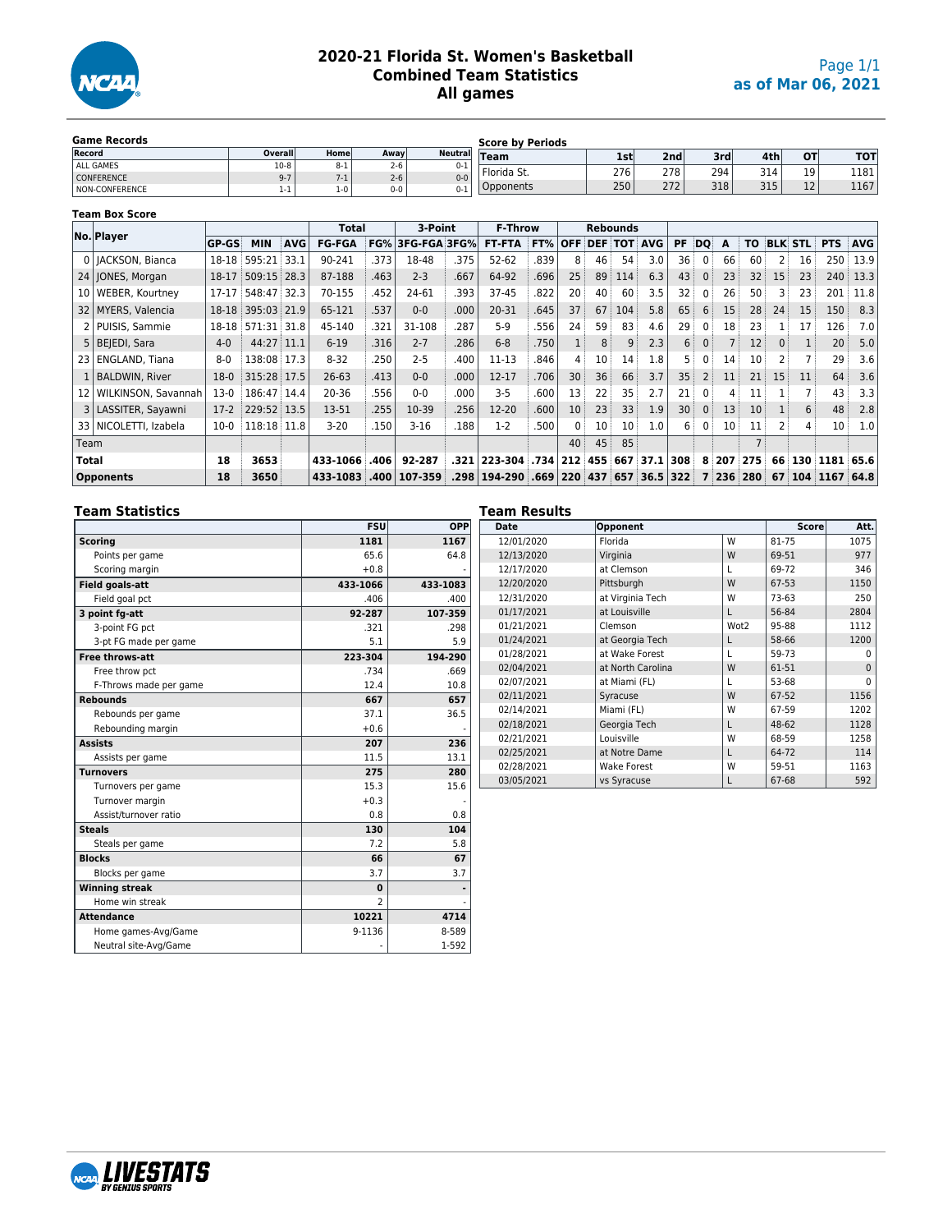# 2020-21 Florida St. Women's Basketball
## Combined Team Statistics
## All games

as of Mar 06, 2021

**Game Records**

| Record | Overall | Home | Away | Neutral |
|---|---|---|---|---|
| ALL GAMES | 10-8 | 8-1 | 2-6 | 0-1 |
| CONFERENCE | 9-7 | 7-1 | 2-6 | 0-0 |
| NON-CONFERENCE | 1-1 | 1-0 | 0-0 | 0-1 |

**Score by Periods**

| Team | 1st | 2nd | 3rd | 4th | OT | TOT |
|---|---|---|---|---|---|---|
| Florida St. | 276 | 278 | 294 | 314 | 19 | 1181 |
| Opponents | 250 | 272 | 318 | 315 | 12 | 1167 |

**Team Box Score**

| No. | Player | GP-GS | MIN | AVG | Total FG-FGA | FG% | 3-Point 3FG-FGA | 3FG% | F-Throw FT-FTA | FT% | Rebounds OFF | DEF | TOT | AVG | PF | DQ | A | TO | BLK | STL | PTS | AVG |
|---|---|---|---|---|---|---|---|---|---|---|---|---|---|---|---|---|---|---|---|---|---|---|
| 0 | JACKSON, Bianca | 18-18 | 595:21 | 33.1 | 90-241 | .373 | 18-48 | .375 | 52-62 | .839 | 8 | 46 | 54 | 3.0 | 36 | 0 | 66 | 60 | 2 | 16 | 250 | 13.9 |
| 24 | JONES, Morgan | 18-17 | 509:15 | 28.3 | 87-188 | .463 | 2-3 | .667 | 64-92 | .696 | 25 | 89 | 114 | 6.3 | 43 | 0 | 23 | 32 | 15 | 23 | 240 | 13.3 |
| 10 | WEBER, Kourtney | 17-17 | 548:47 | 32.3 | 70-155 | .452 | 24-61 | .393 | 37-45 | .822 | 20 | 40 | 60 | 3.5 | 32 | 0 | 26 | 50 | 3 | 23 | 201 | 11.8 |
| 32 | MYERS, Valencia | 18-18 | 395:03 | 21.9 | 65-121 | .537 | 0-0 | .000 | 20-31 | .645 | 37 | 67 | 104 | 5.8 | 65 | 6 | 15 | 28 | 24 | 15 | 150 | 8.3 |
| 2 | PUISIS, Sammie | 18-18 | 571:31 | 31.8 | 45-140 | .321 | 31-108 | .287 | 5-9 | .556 | 24 | 59 | 83 | 4.6 | 29 | 0 | 18 | 23 | 1 | 17 | 126 | 7.0 |
| 5 | BEJEDI, Sara | 4-0 | 44:27 | 11.1 | 6-19 | .316 | 2-7 | .286 | 6-8 | .750 | 1 | 8 | 9 | 2.3 | 6 | 0 | 7 | 12 | 0 | 1 | 20 | 5.0 |
| 23 | ENGLAND, Tiana | 8-0 | 138:08 | 17.3 | 8-32 | .250 | 2-5 | .400 | 11-13 | .846 | 4 | 10 | 14 | 1.8 | 5 | 0 | 14 | 10 | 2 | 7 | 29 | 3.6 |
| 1 | BALDWIN, River | 18-0 | 315:28 | 17.5 | 26-63 | .413 | 0-0 | .000 | 12-17 | .706 | 30 | 36 | 66 | 3.7 | 35 | 2 | 11 | 21 | 15 | 11 | 64 | 3.6 |
| 12 | WILKINSON, Savannah | 13-0 | 186:47 | 14.4 | 20-36 | .556 | 0-0 | .000 | 3-5 | .600 | 13 | 22 | 35 | 2.7 | 21 | 0 | 4 | 11 | 1 | 7 | 43 | 3.3 |
| 3 | LASSITER, Sayawni | 17-2 | 229:52 | 13.5 | 13-51 | .255 | 10-39 | .256 | 12-20 | .600 | 10 | 23 | 33 | 1.9 | 30 | 0 | 13 | 10 | 1 | 6 | 48 | 2.8 |
| 33 | NICOLETTI, Izabela | 10-0 | 118:18 | 11.8 | 3-20 | .150 | 3-16 | .188 | 1-2 | .500 | 0 | 10 | 10 | 1.0 | 6 | 0 | 10 | 11 | 2 | 4 | 10 | 1.0 |
| Team | | | | | | | | | | | 40 | 45 | 85 | | | | | 7 | | | | |
| **Total** | | **18** | **3653** | | **433-1066** | **.406** | **92-287** | **.321** | **223-304** | **.734** | **212** | **455** | **667** | **37.1** | **308** | **8** | **207** | **275** | **66** | **130** | **1181** | **65.6** |
| **Opponents** | | **18** | **3650** | | **433-1083** | **.400** | **107-359** | **.298** | **194-290** | **.669** | **220** | **437** | **657** | **36.5** | **322** | **7** | **236** | **280** | **67** | **104** | **1167** | **64.8** |

## Team Statistics

| | FSU | OPP |
|---|---|---|
| **Scoring** | **1181** | **1167** |
| Points per game | 65.6 | 64.8 |
| Scoring margin | +0.8 | - |
| **Field goals-att** | **433-1066** | **433-1083** |
| Field goal pct | .406 | .400 |
| **3 point fg-att** | **92-287** | **107-359** |
| 3-point FG pct | .321 | .298 |
| 3-pt FG made per game | 5.1 | 5.9 |
| **Free throws-att** | **223-304** | **194-290** |
| Free throw pct | .734 | .669 |
| F-Throws made per game | 12.4 | 10.8 |
| **Rebounds** | **667** | **657** |
| Rebounds per game | 37.1 | 36.5 |
| Rebounding margin | +0.6 | - |
| **Assists** | **207** | **236** |
| Assists per game | 11.5 | 13.1 |
| **Turnovers** | **275** | **280** |
| Turnovers per game | 15.3 | 15.6 |
| Turnover margin | +0.3 | - |
| Assist/turnover ratio | 0.8 | 0.8 |
| **Steals** | **130** | **104** |
| Steals per game | 7.2 | 5.8 |
| **Blocks** | **66** | **67** |
| Blocks per game | 3.7 | 3.7 |
| **Winning streak** | **0** | **-** |
| Home win streak | 2 | - |
| **Attendance** | **10221** | **4714** |
| Home games-Avg/Game | 9-1136 | 8-589 |
| Neutral site-Avg/Game | - | 1-592 |

## Team Results

| Date | Opponent | | Score | Att. |
|---|---|---|---|---|
| 12/01/2020 | Florida | W | 81-75 | 1075 |
| 12/13/2020 | Virginia | W | 69-51 | 977 |
| 12/17/2020 | at Clemson | L | 69-72 | 346 |
| 12/20/2020 | Pittsburgh | W | 67-53 | 1150 |
| 12/31/2020 | at Virginia Tech | W | 73-63 | 250 |
| 01/17/2021 | at Louisville | L | 56-84 | 2804 |
| 01/21/2021 | Clemson | Wot2 | 95-88 | 1112 |
| 01/24/2021 | at Georgia Tech | L | 58-66 | 1200 |
| 01/28/2021 | at Wake Forest | L | 59-73 | 0 |
| 02/04/2021 | at North Carolina | W | 61-51 | 0 |
| 02/07/2021 | at Miami (FL) | L | 53-68 | 0 |
| 02/11/2021 | Syracuse | W | 67-52 | 1156 |
| 02/14/2021 | Miami (FL) | W | 67-59 | 1202 |
| 02/18/2021 | Georgia Tech | L | 48-62 | 1128 |
| 02/21/2021 | Louisville | W | 68-59 | 1258 |
| 02/25/2021 | at Notre Dame | L | 64-72 | 114 |
| 02/28/2021 | Wake Forest | W | 59-51 | 1163 |
| 03/05/2021 | vs Syracuse | L | 67-68 | 592 |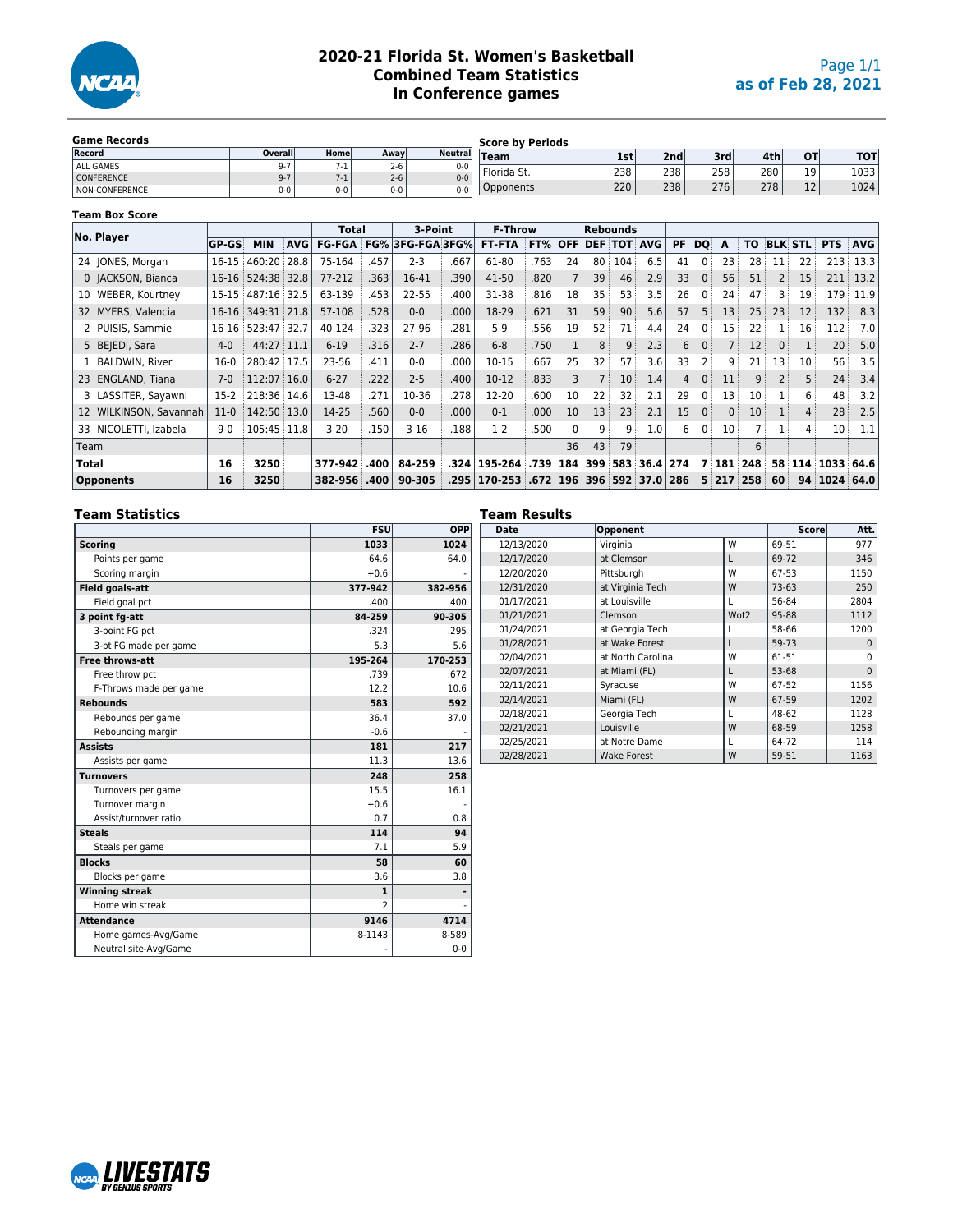# 2020-21 Florida St. Women's Basketball
## Combined Team Statistics
## In Conference games

as of Feb 28, 2021

### Game Records

| Record | Overall | Home | Away | Neutral |
|---|---|---|---|---|
| ALL GAMES | 9-7 | 7-1 | 2-6 | 0-0 |
| CONFERENCE | 9-7 | 7-1 | 2-6 | 0-0 |
| NON-CONFERENCE | 0-0 | 0-0 | 0-0 | 0-0 |

### Score by Periods

| Team | 1st | 2nd | 3rd | 4th | OT | TOT |
|---|---|---|---|---|---|---|
| Florida St. | 238 | 238 | 258 | 280 | 19 | 1033 |
| Opponents | 220 | 238 | 276 | 278 | 12 | 1024 |

### Team Box Score

| No. | Player | GP-GS | MIN | AVG | Total FG-FGA | FG% | 3-Point 3FG-FGA | 3FG% | F-Throw FT-FTA | FT% | Rebounds OFF | DEF | TOT | AVG | PF | DQ | A | TO | BLK | STL | PTS | AVG |
|---|---|---|---|---|---|---|---|---|---|---|---|---|---|---|---|---|---|---|---|---|---|---|
| 24 | JONES, Morgan | 16-15 | 460:20 | 28.8 | 75-164 | .457 | 2-3 | .667 | 61-80 | .763 | 24 | 80 | 104 | 6.5 | 41 | 0 | 23 | 28 | 11 | 22 | 213 | 13.3 |
| 0 | JACKSON, Bianca | 16-16 | 524:38 | 32.8 | 77-212 | .363 | 16-41 | .390 | 41-50 | .820 | 7 | 39 | 46 | 2.9 | 33 | 0 | 56 | 51 | 2 | 15 | 211 | 13.2 |
| 10 | WEBER, Kourtney | 15-15 | 487:16 | 32.5 | 63-139 | .453 | 22-55 | .400 | 31-38 | .816 | 18 | 35 | 53 | 3.5 | 26 | 0 | 24 | 47 | 3 | 19 | 179 | 11.9 |
| 32 | MYERS, Valencia | 16-16 | 349:31 | 21.8 | 57-108 | .528 | 0-0 | .000 | 18-29 | .621 | 31 | 59 | 90 | 5.6 | 57 | 5 | 13 | 25 | 23 | 12 | 132 | 8.3 |
| 2 | PUISIS, Sammie | 16-16 | 523:47 | 32.7 | 40-124 | .323 | 27-96 | .281 | 5-9 | .556 | 19 | 52 | 71 | 4.4 | 24 | 0 | 15 | 22 | 1 | 16 | 112 | 7.0 |
| 5 | BEJEDI, Sara | 4-0 | 44:27 | 11.1 | 6-19 | .316 | 2-7 | .286 | 6-8 | .750 | 1 | 8 | 9 | 2.3 | 6 | 0 | 7 | 12 | 0 | 1 | 20 | 5.0 |
| 1 | BALDWIN, River | 16-0 | 280:42 | 17.5 | 23-56 | .411 | 0-0 | .000 | 10-15 | .667 | 25 | 32 | 57 | 3.6 | 33 | 2 | 9 | 21 | 13 | 10 | 56 | 3.5 |
| 23 | ENGLAND, Tiana | 7-0 | 112:07 | 16.0 | 6-27 | .222 | 2-5 | .400 | 10-12 | .833 | 3 | 7 | 10 | 1.4 | 4 | 0 | 11 | 9 | 2 | 5 | 24 | 3.4 |
| 3 | LASSITER, Sayawni | 15-2 | 218:36 | 14.6 | 13-48 | .271 | 10-36 | .278 | 12-20 | .600 | 10 | 22 | 32 | 2.1 | 29 | 0 | 13 | 10 | 1 | 6 | 48 | 3.2 |
| 12 | WILKINSON, Savannah | 11-0 | 142:50 | 13.0 | 14-25 | .560 | 0-0 | .000 | 0-1 | .000 | 10 | 13 | 23 | 2.1 | 15 | 0 | 0 | 10 | 1 | 4 | 28 | 2.5 |
| 33 | NICOLETTI, Izabela | 9-0 | 105:45 | 11.8 | 3-20 | .150 | 3-16 | .188 | 1-2 | .500 | 0 | 9 | 9 | 1.0 | 6 | 0 | 10 | 7 | 1 | 4 | 10 | 1.1 |
| | Team | | | | | | | | | | 36 | 43 | 79 | | | | | 6 | | | | |
| | **Total** | **16** | **3250** | | **377-942** | **.400** | **84-259** | **.324** | **195-264** | **.739** | **184** | **399** | **583** | **36.4** | **274** | **7** | **181** | **248** | **58** | **114** | **1033** | **64.6** |
| | **Opponents** | **16** | **3250** | | **382-956** | **.400** | **90-305** | **.295** | **170-253** | **.672** | **196** | **396** | **592** | **37.0** | **286** | **5** | **217** | **258** | **60** | **94** | **1024** | **64.0** |

### Team Statistics

| | FSU | OPP |
|---|---|---|
| **Scoring** | **1033** | **1024** |
| Points per game | 64.6 | 64.0 |
| Scoring margin | +0.6 | - |
| **Field goals-att** | **377-942** | **382-956** |
| Field goal pct | .400 | .400 |
| **3 point fg-att** | **84-259** | **90-305** |
| 3-point FG pct | .324 | .295 |
| 3-pt FG made per game | 5.3 | 5.6 |
| **Free throws-att** | **195-264** | **170-253** |
| Free throw pct | .739 | .672 |
| F-Throws made per game | 12.2 | 10.6 |
| **Rebounds** | **583** | **592** |
| Rebounds per game | 36.4 | 37.0 |
| Rebounding margin | -0.6 | - |
| **Assists** | **181** | **217** |
| Assists per game | 11.3 | 13.6 |
| **Turnovers** | **248** | **258** |
| Turnovers per game | 15.5 | 16.1 |
| Turnover margin | +0.6 | - |
| Assist/turnover ratio | 0.7 | 0.8 |
| **Steals** | **114** | **94** |
| Steals per game | 7.1 | 5.9 |
| **Blocks** | **58** | **60** |
| Blocks per game | 3.6 | 3.8 |
| **Winning streak** | **1** | **-** |
| Home win streak | 2 | - |
| **Attendance** | **9146** | **4714** |
| Home games-Avg/Game | 8-1143 | 8-589 |
| Neutral site-Avg/Game | - | 0-0 |

### Team Results

| Date | Opponent | | Score | Att. |
|---|---|---|---|---|
| 12/13/2020 | Virginia | W | 69-51 | 977 |
| 12/17/2020 | at Clemson | L | 69-72 | 346 |
| 12/20/2020 | Pittsburgh | W | 67-53 | 1150 |
| 12/31/2020 | at Virginia Tech | W | 73-63 | 250 |
| 01/17/2021 | at Louisville | L | 56-84 | 2804 |
| 01/21/2021 | Clemson | Wot2 | 95-88 | 1112 |
| 01/24/2021 | at Georgia Tech | L | 58-66 | 1200 |
| 01/28/2021 | at Wake Forest | L | 59-73 | 0 |
| 02/04/2021 | at North Carolina | W | 61-51 | 0 |
| 02/07/2021 | at Miami (FL) | L | 53-68 | 0 |
| 02/11/2021 | Syracuse | W | 67-52 | 1156 |
| 02/14/2021 | Miami (FL) | W | 67-59 | 1202 |
| 02/18/2021 | Georgia Tech | L | 48-62 | 1128 |
| 02/21/2021 | Louisville | W | 68-59 | 1258 |
| 02/25/2021 | at Notre Dame | L | 64-72 | 114 |
| 02/28/2021 | Wake Forest | W | 59-51 | 1163 |